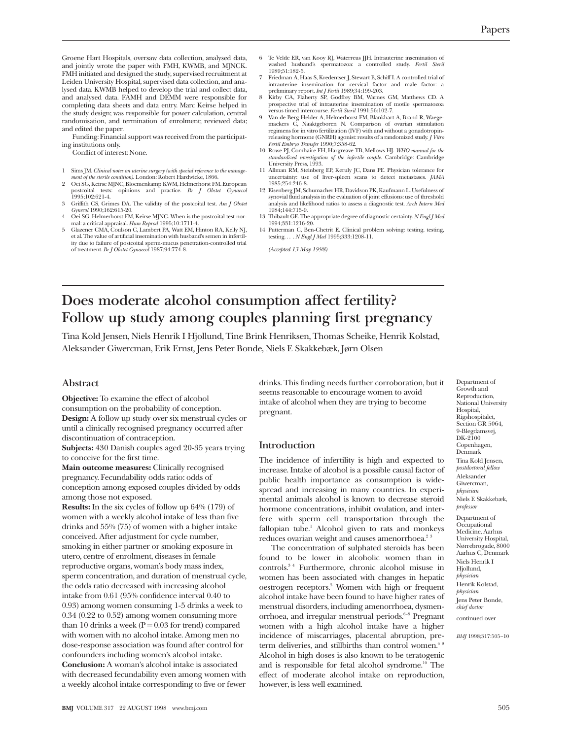Groene Hart Hospitals, oversaw data collection, analysed data, and jointly wrote the paper with FMH, KWMB, and MJNCK. FMH initiated and designed the study, supervised recruitment at Leiden University Hospital, supervised data collection, and analysed data. KWMB helped to develop the trial and collect data, and analysed data. FAMH and DEMM were responsible for completing data sheets and data entry. Marc Keirse helped in the study design; was responsible for power calculation, central randomisation, and termination of enrolment; reviewed data; and edited the paper.

Funding: Financial support was received from the participating institutions only.

Conflict of interest: None.

1. Sims JM. *Clinical notes on uterine surgery (with special reference to the management of the sterile condition).* London: Robert Hardwicke, 1866.
2. Oei SG, Keirse MJNC, Bloemenkamp KWM, Helmerhorst FM. European postcoital tests: opinions and practice. *Br J Obstet Gynaecol* 1995;102:621-4.
3. Griffith CS, Grimes DA. The validity of the postcoital test. *Am J Obstet Gynecol* 1990;162:615-20.
4. Oei SG, Helmerhorst FM, Keirse MJNC. When is the postcoital test normal: a critical appraisal. *Hum Reprod* 1995;10:1711-4.
5. Glazener CMA, Coulson C, Lambert PA, Watt EM, Hinton RA, Kelly NJ, et al. The value of artificial insemination with husband's semen in infertility due to failure of postcoital sperm-mucus penetration-controlled trial of treatment. *Br J Obstet Gynaecol* 1987;94:774-8.
6. Te Velde ER, van Kooy RJ, Waterreus JJH. Intrauterine insemination of washed husband's spermatozoa: a controlled study. *Fertil Steril* 1989;51:182-5.
7. Friedman A, Haas S, Kredentser J, Stewart E, Schiff I. A controlled trial of intrauterine insemination for cervical factor and male factor: a preliminary report. *Int J Fertil* 1989;34:199-203.
8. Kirby CA, Flaherty SP, Godfrey BM, Warnes GM, Matthews CD. A prospective trial of intrauterine insemination of motile spermatozoa versus timed intercourse. *Fertil Steril* 1991;56:102-7.
9. Van de Berg-Helder A, Helmerhorst FM, Blankhart A, Brand R, Waegemaekers C, Naaktgeboren N. Comparison of ovarian stimulation regimens for in vitro fertilization (IVF) with and without a gonadotropin-releasing hormone (GNRH) agonist: results of a randomized study. *J Vitro Fertil Embryo Transfer* 1990;7:358-62.
10. Rowe PJ, Comhaire FH, Hargreave TB, Mellows HJ. *WHO manual for the standardized investigation of the infertile couple.* Cambridge: Cambridge University Press, 1993.
11. Allman RM, Steinberg EP, Keruly JC, Dans PE. Physician tolerance for uncertainty: use of liver-spleen scans to detect metastases. *JAMA* 1985;254:246-8.
12. Eisenberg JM, Schumacher HR, Davidson PK, Kaufmann L. Usefulness of synovial fluid analysis in the evaluation of joint effusions: use of threshold analysis and likelihood ratios to assess a diagnostic test. *Arch Intern Med* 1984;144:715-9.
13. Thibault GE. The appropriate degree of diagnostic certainty. *N Engl J Med* 1994;331:1216-20.
14. Putterman C, Ben-Chetrit E. Clinical problem solving: testing, testing, testing. . . . *N Engl J Med* 1995;333:1208-11.

*(Accepted 13 May 1998)*

# Does moderate alcohol consumption affect fertility? Follow up study among couples planning first pregnancy

Tina Kold Jensen, Niels Henrik I Hjollund, Tine Brink Henriksen, Thomas Scheike, Henrik Kolstad, Aleksander Giwercman, Erik Ernst, Jens Peter Bonde, Niels E Skakkebæk, Jørn Olsen

Department of Growth and Reproduction, National University Hospital, Rigshospitalet, Section GR 5064, 9-Blegdamsvej, DK-2100 Copenhagen, Denmark
Tina Kold Jensen, *postdoctoral fellow*
Aleksander Giwercman, *physician*
Niels E Skakkebæk, *professor*

Department of Occupational Medicine, Aarhus University Hospital, Nørrebrogade, 8000 Aarhus C, Denmark
Niels Henrik I Hjollund, *physician*
Henrik Kolstad, *physician*
Jens Peter Bonde, *chief doctor*

continued over

## Abstract

**Objective:** To examine the effect of alcohol consumption on the probability of conception.

**Design:** A follow up study over six menstrual cycles or until a clinically recognised pregnancy occurred after discontinuation of contraception.

**Subjects:** 430 Danish couples aged 20-35 years trying to conceive for the first time.

**Main outcome measures:** Clinically recognised pregnancy. Fecundability odds ratio: odds of conception among exposed couples divided by odds among those not exposed.

**Results:** In the six cycles of follow up 64% (179) of women with a weekly alcohol intake of less than five drinks and 55% (75) of women with a higher intake conceived. After adjustment for cycle number, smoking in either partner or smoking exposure in utero, centre of enrolment, diseases in female reproductive organs, woman's body mass index, sperm concentration, and duration of menstrual cycle, the odds ratio decreased with increasing alcohol intake from 0.61 (95% confidence interval 0.40 to 0.93) among women consuming 1-5 drinks a week to 0.34 (0.22 to 0.52) among women consuming more than 10 drinks a week ($P = 0.03$ for trend) compared with women with no alcohol intake. Among men no dose-response association was found after control for confounders including women's alcohol intake.

**Conclusion:** A woman's alcohol intake is associated with decreased fecundability even among women with a weekly alcohol intake corresponding to five or fewer drinks. This finding needs further corroboration, but it seems reasonable to encourage women to avoid intake of alcohol when they are trying to become pregnant.

## Introduction

The incidence of infertility is high and expected to increase. Intake of alcohol is a possible causal factor of public health importance as consumption is widespread and increasing in many countries. In experimental animals alcohol is known to decrease steroid hormone concentrations, inhibit ovulation, and interfere with sperm cell transportation through the fallopian tube.[1] Alcohol given to rats and monkeys reduces ovarian weight and causes amenorrhoea.[2 3]

The concentration of sulphated steroids has been found to be lower in alcoholic women than in controls.[3 4] Furthermore, chronic alcohol misuse in women has been associated with changes in hepatic oestrogen receptors.[5] Women with high or frequent alcohol intake have been found to have higher rates of menstrual disorders, including amenorrhoea, dysmenorrhoea, and irregular menstrual periods.[6-8] Pregnant women with a high alcohol intake have a higher incidence of miscarriages, placental abruption, preterm deliveries, and stillbirths than control women.[6 9] Alcohol in high doses is also known to be teratogenic and is responsible for fetal alcohol syndrome.[10] The effect of moderate alcohol intake on reproduction, however, is less well examined.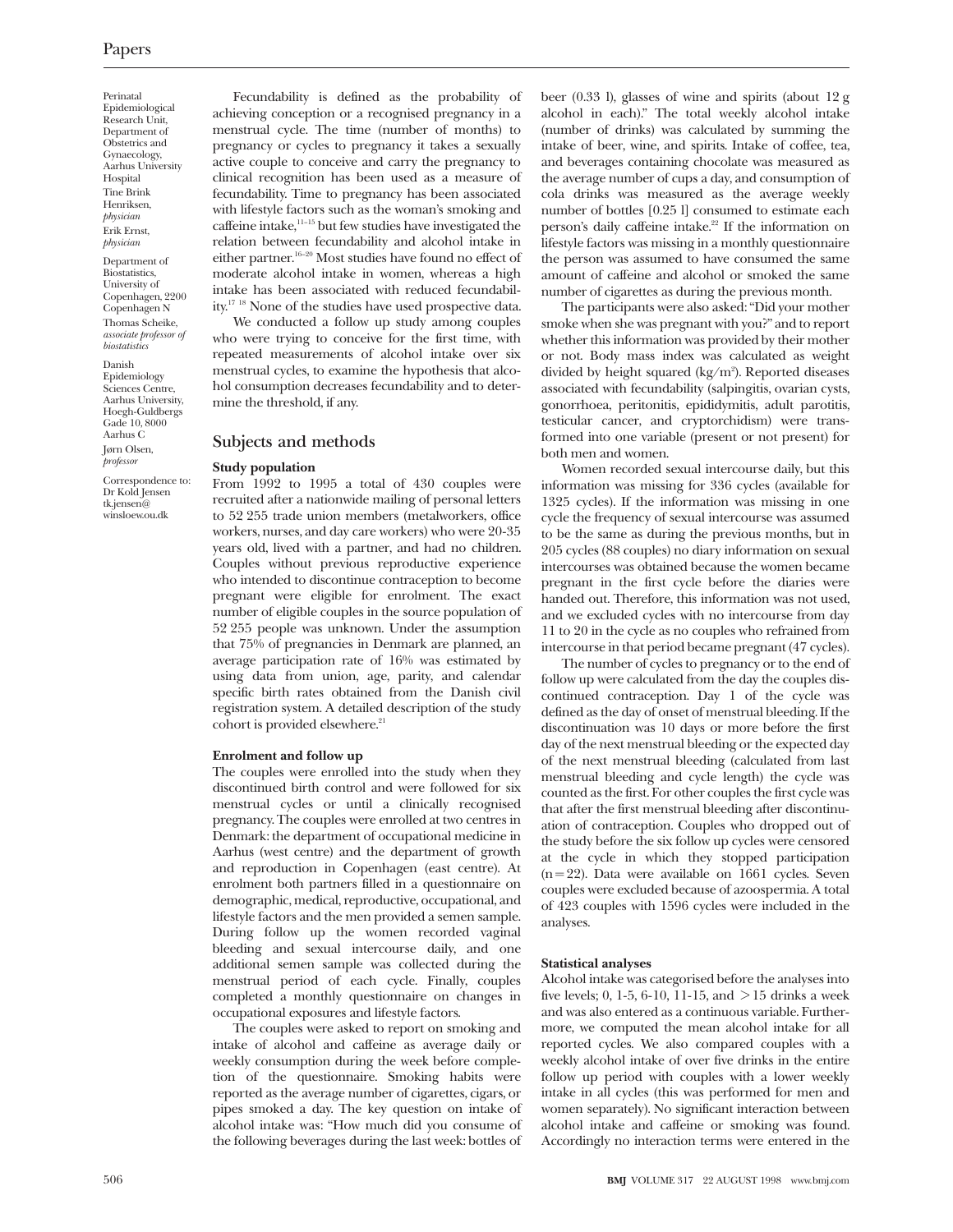Perinatal Epidemiological Research Unit, Department of Obstetrics and Gynaecology, Aarhus University Hospital
Tine Brink Henriksen, *physician*
Erik Ernst, *physician*

Department of Biostatistics, University of Copenhagen, 2200 Copenhagen N
Thomas Scheike, *associate professor of biostatistics*

Danish Epidemiology Sciences Centre, Aarhus University, Hoegh-Guldbergs Gade 10, 8000 Aarhus C
Jørn Olsen, *professor*

Correspondence to: Dr Kold Jensen tk.jensen@winsloew.ou.dk

Fecundability is defined as the probability of achieving conception or a recognised pregnancy in a menstrual cycle. The time (number of months) to pregnancy or cycles to pregnancy it takes a sexually active couple to conceive and carry the pregnancy to clinical recognition has been used as a measure of fecundability. Time to pregnancy has been associated with lifestyle factors such as the woman's smoking and caffeine intake,[11–15] but few studies have investigated the relation between fecundability and alcohol intake in either partner.[16–20] Most studies have found no effect of moderate alcohol intake in women, whereas a high intake has been associated with reduced fecundability.[17 18] None of the studies have used prospective data.

We conducted a follow up study among couples who were trying to conceive for the first time, with repeated measurements of alcohol intake over six menstrual cycles, to examine the hypothesis that alcohol consumption decreases fecundability and to determine the threshold, if any.

## Subjects and methods

### Study population

From 1992 to 1995 a total of 430 couples were recruited after a nationwide mailing of personal letters to 52 255 trade union members (metalworkers, office workers, nurses, and day care workers) who were 20-35 years old, lived with a partner, and had no children. Couples without previous reproductive experience who intended to discontinue contraception to become pregnant were eligible for enrolment. The exact number of eligible couples in the source population of 52 255 people was unknown. Under the assumption that 75% of pregnancies in Denmark are planned, an average participation rate of 16% was estimated by using data from union, age, parity, and calendar specific birth rates obtained from the Danish civil registration system. A detailed description of the study cohort is provided elsewhere.[21]

### Enrolment and follow up

The couples were enrolled into the study when they discontinued birth control and were followed for six menstrual cycles or until a clinically recognised pregnancy. The couples were enrolled at two centres in Denmark: the department of occupational medicine in Aarhus (west centre) and the department of growth and reproduction in Copenhagen (east centre). At enrolment both partners filled in a questionnaire on demographic, medical, reproductive, occupational, and lifestyle factors and the men provided a semen sample. During follow up the women recorded vaginal bleeding and sexual intercourse daily, and one additional semen sample was collected during the menstrual period of each cycle. Finally, couples completed a monthly questionnaire on changes in occupational exposures and lifestyle factors.

The couples were asked to report on smoking and intake of alcohol and caffeine as average daily or weekly consumption during the week before completion of the questionnaire. Smoking habits were reported as the average number of cigarettes, cigars, or pipes smoked a day. The key question on intake of alcohol intake was: "How much did you consume of the following beverages during the last week: bottles of beer (0.33 l), glasses of wine and spirits (about 12 g alcohol in each)." The total weekly alcohol intake (number of drinks) was calculated by summing the intake of beer, wine, and spirits. Intake of coffee, tea, and beverages containing chocolate was measured as the average number of cups a day, and consumption of cola drinks was measured as the average weekly number of bottles [0.25 l] consumed to estimate each person's daily caffeine intake.[22] If the information on lifestyle factors was missing in a monthly questionnaire the person was assumed to have consumed the same amount of caffeine and alcohol or smoked the same number of cigarettes as during the previous month.

The participants were also asked: "Did your mother smoke when she was pregnant with you?" and to report whether this information was provided by their mother or not. Body mass index was calculated as weight divided by height squared (kg/m$^2$). Reported diseases associated with fecundability (salpingitis, ovarian cysts, gonorrhoea, peritonitis, epididymitis, adult parotitis, testicular cancer, and cryptorchidism) were transformed into one variable (present or not present) for both men and women.

Women recorded sexual intercourse daily, but this information was missing for 336 cycles (available for 1325 cycles). If the information was missing in one cycle the frequency of sexual intercourse was assumed to be the same as during the previous months, but in 205 cycles (88 couples) no diary information on sexual intercourses was obtained because the women became pregnant in the first cycle before the diaries were handed out. Therefore, this information was not used, and we excluded cycles with no intercourse from day 11 to 20 in the cycle as no couples who refrained from intercourse in that period became pregnant (47 cycles).

The number of cycles to pregnancy or to the end of follow up were calculated from the day the couples discontinued contraception. Day 1 of the cycle was defined as the day of onset of menstrual bleeding. If the discontinuation was 10 days or more before the first day of the next menstrual bleeding or the expected day of the next menstrual bleeding (calculated from last menstrual bleeding and cycle length) the cycle was counted as the first. For other couples the first cycle was that after the first menstrual bleeding after discontinuation of contraception. Couples who dropped out of the study before the six follow up cycles were censored at the cycle in which they stopped participation (n=22). Data were available on 1661 cycles. Seven couples were excluded because of azoospermia. A total of 423 couples with 1596 cycles were included in the analyses.

### Statistical analyses

Alcohol intake was categorised before the analyses into five levels; 0, 1-5, 6-10, 11-15, and >15 drinks a week and was also entered as a continuous variable. Furthermore, we computed the mean alcohol intake for all reported cycles. We also compared couples with a weekly alcohol intake of over five drinks in the entire follow up period with couples with a lower weekly intake in all cycles (this was performed for men and women separately). No significant interaction between alcohol intake and caffeine or smoking was found. Accordingly no interaction terms were entered in the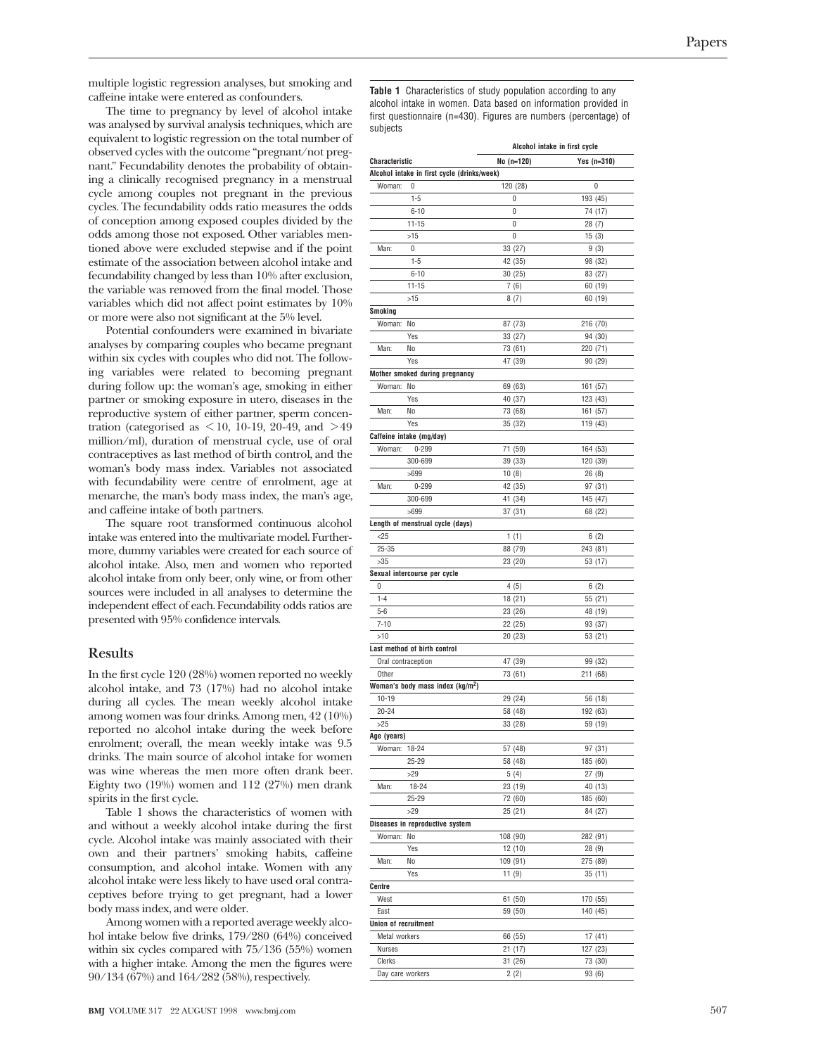multiple logistic regression analyses, but smoking and caffeine intake were entered as confounders.

The time to pregnancy by level of alcohol intake was analysed by survival analysis techniques, which are equivalent to logistic regression on the total number of observed cycles with the outcome "pregnant/not pregnant." Fecundability denotes the probability of obtaining a clinically recognised pregnancy in a menstrual cycle among couples not pregnant in the previous cycles. The fecundability odds ratio measures the odds of conception among exposed couples divided by the odds among those not exposed. Other variables mentioned above were excluded stepwise and if the point estimate of the association between alcohol intake and fecundability changed by less than 10% after exclusion, the variable was removed from the final model. Those variables which did not affect point estimates by 10% or more were also not significant at the 5% level.

Potential confounders were examined in bivariate analyses by comparing couples who became pregnant within six cycles with couples who did not. The following variables were related to becoming pregnant during follow up: the woman's age, smoking in either partner or smoking exposure in utero, diseases in the reproductive system of either partner, sperm concentration (categorised as <10, 10-19, 20-49, and >49 million/ml), duration of menstrual cycle, use of oral contraceptives as last method of birth control, and the woman's body mass index. Variables not associated with fecundability were centre of enrolment, age at menarche, the man's body mass index, the man's age, and caffeine intake of both partners.

The square root transformed continuous alcohol intake was entered into the multivariate model. Furthermore, dummy variables were created for each source of alcohol intake. Also, men and women who reported alcohol intake from only beer, only wine, or from other sources were included in all analyses to determine the independent effect of each. Fecundability odds ratios are presented with 95% confidence intervals.

## Results

In the first cycle 120 (28%) women reported no weekly alcohol intake, and 73 (17%) had no alcohol intake during all cycles. The mean weekly alcohol intake among women was four drinks. Among men, 42 (10%) reported no alcohol intake during the week before enrolment; overall, the mean weekly intake was 9.5 drinks. The main source of alcohol intake for women was wine whereas the men more often drank beer. Eighty two (19%) women and 112 (27%) men drank spirits in the first cycle.

Table 1 shows the characteristics of women with and without a weekly alcohol intake during the first cycle. Alcohol intake was mainly associated with their own and their partners' smoking habits, caffeine consumption, and alcohol intake. Women with any alcohol intake were less likely to have used oral contraceptives before trying to get pregnant, had a lower body mass index, and were older.

Among women with a reported average weekly alcohol intake below five drinks, 179/280 (64%) conceived within six cycles compared with 75/136 (55%) women with a higher intake. Among the men the figures were 90/134 (67%) and 164/282 (58%), respectively.

**Table 1** Characteristics of study population according to any alcohol intake in women. Data based on information provided in first questionnaire (n=430). Figures are numbers (percentage) of subjects

| Characteristic | | Alcohol intake in first cycle: No (n=120) | Alcohol intake in first cycle: Yes (n=310) |
|---|---|---|---|
| **Alcohol intake in first cycle (drinks/week)** | | | |
| Woman: | 0 | 120 (28) | 0 |
| | 1-5 | 0 | 193 (45) |
| | 6-10 | 0 | 74 (17) |
| | 11-15 | 0 | 28 (7) |
| | >15 | 0 | 15 (3) |
| Man: | 0 | 33 (27) | 9 (3) |
| | 1-5 | 42 (35) | 98 (32) |
| | 6-10 | 30 (25) | 83 (27) |
| | 11-15 | 7 (6) | 60 (19) |
| | >15 | 8 (7) | 60 (19) |
| **Smoking** | | | |
| Woman: | No | 87 (73) | 216 (70) |
| | Yes | 33 (27) | 94 (30) |
| Man: | No | 73 (61) | 220 (71) |
| | Yes | 47 (39) | 90 (29) |
| **Mother smoked during pregnancy** | | | |
| Woman: | No | 69 (63) | 161 (57) |
| | Yes | 40 (37) | 123 (43) |
| Man: | No | 73 (68) | 161 (57) |
| | Yes | 35 (32) | 119 (43) |
| **Caffeine intake (mg/day)** | | | |
| Woman: | 0-299 | 71 (59) | 164 (53) |
| | 300-699 | 39 (33) | 120 (39) |
| | >699 | 10 (8) | 26 (8) |
| Man: | 0-299 | 42 (35) | 97 (31) |
| | 300-699 | 41 (34) | 145 (47) |
| | >699 | 37 (31) | 68 (22) |
| **Length of menstrual cycle (days)** | | | |
| <25 | | 1 (1) | 6 (2) |
| 25-35 | | 88 (79) | 243 (81) |
| >35 | | 23 (20) | 53 (17) |
| **Sexual intercourse per cycle** | | | |
| 0 | | 4 (5) | 6 (2) |
| 1-4 | | 18 (21) | 55 (21) |
| 5-6 | | 23 (26) | 48 (19) |
| 7-10 | | 22 (25) | 93 (37) |
| >10 | | 20 (23) | 53 (21) |
| **Last method of birth control** | | | |
| Oral contraception | | 47 (39) | 99 (32) |
| Other | | 73 (61) | 211 (68) |
| **Woman's body mass index (kg/m$^2$)** | | | |
| 10-19 | | 29 (24) | 56 (18) |
| 20-24 | | 58 (48) | 192 (63) |
| >25 | | 33 (28) | 59 (19) |
| **Age (years)** | | | |
| Woman: | 18-24 | 57 (48) | 97 (31) |
| | 25-29 | 58 (48) | 185 (60) |
| | >29 | 5 (4) | 27 (9) |
| Man: | 18-24 | 23 (19) | 40 (13) |
| | 25-29 | 72 (60) | 185 (60) |
| | >29 | 25 (21) | 84 (27) |
| **Diseases in reproductive system** | | | |
| Woman: | No | 108 (90) | 282 (91) |
| | Yes | 12 (10) | 28 (9) |
| Man: | No | 109 (91) | 275 (89) |
| | Yes | 11 (9) | 35 (11) |
| **Centre** | | | |
| West | | 61 (50) | 170 (55) |
| East | | 59 (50) | 140 (45) |
| **Union of recruitment** | | | |
| Metal workers | | 66 (55) | 17 (41) |
| Nurses | | 21 (17) | 127 (23) |
| Clerks | | 31 (26) | 73 (30) |
| Day care workers | | 2 (2) | 93 (6) |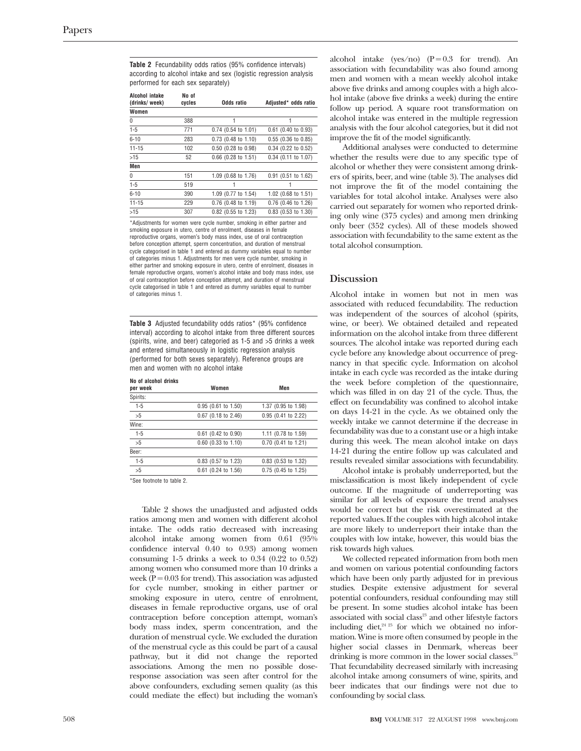**Table 2** Fecundability odds ratios (95% confidence intervals) according to alcohol intake and sex (logistic regression analysis performed for each sex separately)

| Alcohol intake (drinks/ week) | No of cycles | Odds ratio | Adjusted* odds ratio |
|---|---|---|---|
| **Women** | | | |
| 0 | 388 | 1 | 1 |
| 1-5 | 771 | 0.74 (0.54 to 1.01) | 0.61 (0.40 to 0.93) |
| 6-10 | 283 | 0.73 (0.48 to 1.10) | 0.55 (0.36 to 0.85) |
| 11-15 | 102 | 0.50 (0.28 to 0.98) | 0.34 (0.22 to 0.52) |
| >15 | 52 | 0.66 (0.28 to 1.51) | 0.34 (0.11 to 1.07) |
| **Men** | | | |
| 0 | 151 | 1.09 (0.68 to 1.76) | 0.91 (0.51 to 1.62) |
| 1-5 | 519 | 1 | 1 |
| 6-10 | 390 | 1.09 (0.77 to 1.54) | 1.02 (0.68 to 1.51) |
| 11-15 | 229 | 0.76 (0.48 to 1.19) | 0.76 (0.46 to 1.26) |
| >15 | 307 | 0.82 (0.55 to 1.23) | 0.83 (0.53 to 1.30) |

*Adjustments for women were cycle number, smoking in either partner and smoking exposure in utero, centre of enrolment, diseases in female reproductive organs, women's body mass index, use of oral contraception before conception attempt, sperm concentration, and duration of menstrual cycle categorised in table 1 and entered as dummy variables equal to number of categories minus 1. Adjustments for men were cycle number, smoking in either partner and smoking exposure in utero, centre of enrolment, diseases in female reproductive organs, women's alcohol intake and body mass index, use of oral contraception before conception attempt, and duration of menstrual cycle categorised in table 1 and entered as dummy variables equal to number of categories minus 1.

**Table 3** Adjusted fecundability odds ratios* (95% confidence interval) according to alcohol intake from three different sources (spirits, wine, and beer) categorised as 1-5 and >5 drinks a week and entered simultaneously in logistic regression analysis (performed for both sexes separately). Reference groups are men and women with no alcohol intake

| No of alcohol drinks per week | Women | Men |
|---|---|---|
| Spirits: | | |
| 1-5 | 0.95 (0.61 to 1.50) | 1.37 (0.95 to 1.98) |
| >5 | 0.67 (0.18 to 2.46) | 0.95 (0.41 to 2.22) |
| Wine: | | |
| 1-5 | 0.61 (0.42 to 0.90) | 1.11 (0.78 to 1.59) |
| >5 | 0.60 (0.33 to 1.10) | 0.70 (0.41 to 1.21) |
| Beer: | | |
| 1-5 | 0.83 (0.57 to 1.23) | 0.83 (0.53 to 1.32) |
| >5 | 0.61 (0.24 to 1.56) | 0.75 (0.45 to 1.25) |

*See footnote to table 2.

Table 2 shows the unadjusted and adjusted odds ratios among men and women with different alcohol intake. The odds ratio decreased with increasing alcohol intake among women from 0.61 (95% confidence interval 0.40 to 0.93) among women consuming 1-5 drinks a week to 0.34 (0.22 to 0.52) among women who consumed more than 10 drinks a week ($P = 0.03$ for trend). This association was adjusted for cycle number, smoking in either partner or smoking exposure in utero, centre of enrolment, diseases in female reproductive organs, use of oral contraception before conception attempt, woman's body mass index, sperm concentration, and the duration of menstrual cycle. We excluded the duration of the menstrual cycle as this could be part of a causal pathway, but it did not change the reported associations. Among the men no possible dose-response association was seen after control for the above confounders, excluding semen quality (as this could mediate the effect) but including the woman's alcohol intake (yes/no) ($P = 0.3$ for trend). An association with fecundability was also found among men and women with a mean weekly alcohol intake above five drinks and among couples with a high alcohol intake (above five drinks a week) during the entire follow up period. A square root transformation on alcohol intake was entered in the multiple regression analysis with the four alcohol categories, but it did not improve the fit of the model significantly.

Additional analyses were conducted to determine whether the results were due to any specific type of alcohol or whether they were consistent among drinkers of spirits, beer, and wine (table 3). The analyses did not improve the fit of the model containing the variables for total alcohol intake. Analyses were also carried out separately for women who reported drinking only wine (375 cycles) and among men drinking only beer (352 cycles). All of these models showed association with fecundability to the same extent as the total alcohol consumption.

## Discussion

Alcohol intake in women but not in men was associated with reduced fecundability. The reduction was independent of the sources of alcohol (spirits, wine, or beer). We obtained detailed and repeated information on the alcohol intake from three different sources. The alcohol intake was reported during each cycle before any knowledge about occurrence of pregnancy in that specific cycle. Information on alcohol intake in each cycle was recorded as the intake during the week before completion of the questionnaire, which was filled in on day 21 of the cycle. Thus, the effect on fecundability was confined to alcohol intake on days 14-21 in the cycle. As we obtained only the weekly intake we cannot determine if the decrease in fecundability was due to a constant use or a high intake during this week. The mean alcohol intake on days 14-21 during the entire follow up was calculated and results revealed similar associations with fecundability.

Alcohol intake is probably underreported, but the misclassification is most likely independent of cycle outcome. If the magnitude of underreporting was similar for all levels of exposure the trend analyses would be correct but the risk overestimated at the reported values. If the couples with high alcohol intake are more likely to underreport their intake than the couples with low intake, however, this would bias the risk towards high values.

We collected repeated information from both men and women on various potential confounding factors which have been only partly adjusted for in previous studies. Despite extensive adjustment for several potential confounders, residual confounding may still be present. In some studies alcohol intake has been associated with social class[23] and other lifestyle factors including diet,[24 25] for which we obtained no information. Wine is more often consumed by people in the higher social classes in Denmark, whereas beer drinking is more common in the lower social classes.[23] That fecundability decreased similarly with increasing alcohol intake among consumers of wine, spirits, and beer indicates that our findings were not due to confounding by social class.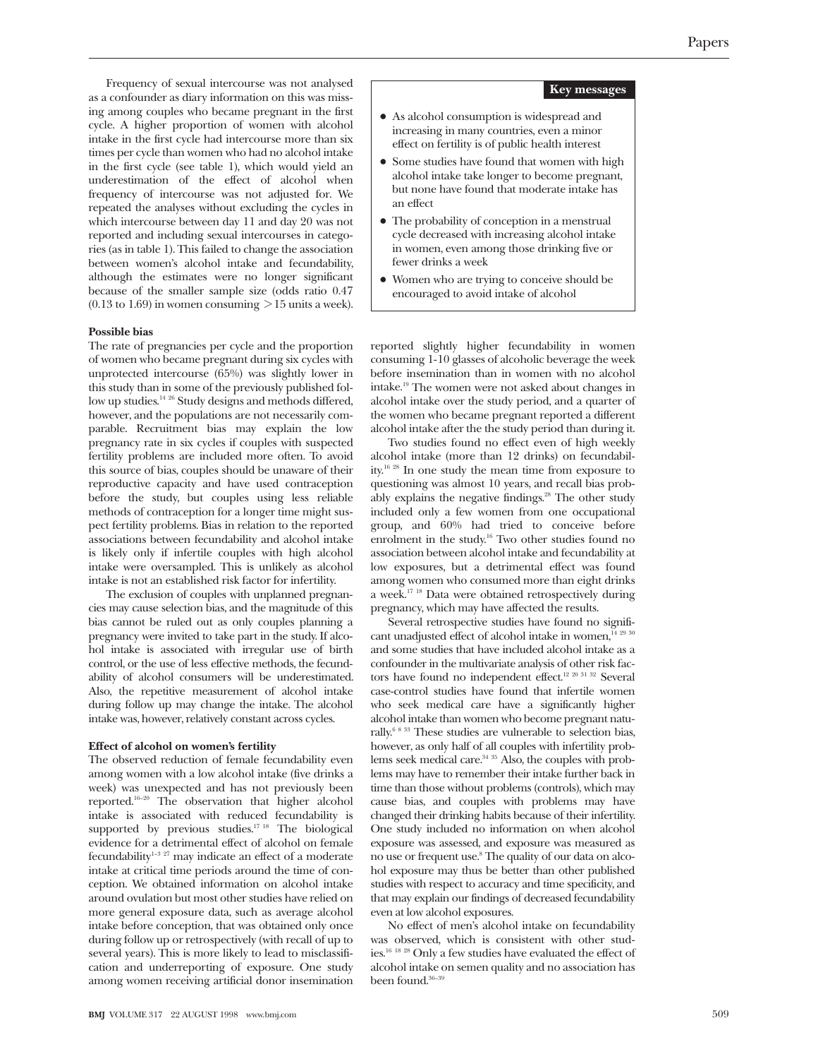Frequency of sexual intercourse was not analysed as a confounder as diary information on this was missing among couples who became pregnant in the first cycle. A higher proportion of women with alcohol intake in the first cycle had intercourse more than six times per cycle than women who had no alcohol intake in the first cycle (see table 1), which would yield an underestimation of the effect of alcohol when frequency of intercourse was not adjusted for. We repeated the analyses without excluding the cycles in which intercourse between day 11 and day 20 was not reported and including sexual intercourses in categories (as in table 1). This failed to change the association between women's alcohol intake and fecundability, although the estimates were no longer significant because of the smaller sample size (odds ratio 0.47 (0.13 to 1.69) in women consuming >15 units a week).

#### Possible bias

The rate of pregnancies per cycle and the proportion of women who became pregnant during six cycles with unprotected intercourse (65%) was slightly lower in this study than in some of the previously published follow up studies.[14 26] Study designs and methods differed, however, and the populations are not necessarily comparable. Recruitment bias may explain the low pregnancy rate in six cycles if couples with suspected fertility problems are included more often. To avoid this source of bias, couples should be unaware of their reproductive capacity and have used contraception before the study, but couples using less reliable methods of contraception for a longer time might suspect fertility problems. Bias in relation to the reported associations between fecundability and alcohol intake is likely only if infertile couples with high alcohol intake were oversampled. This is unlikely as alcohol intake is not an established risk factor for infertility.

The exclusion of couples with unplanned pregnancies may cause selection bias, and the magnitude of this bias cannot be ruled out as only couples planning a pregnancy were invited to take part in the study. If alcohol intake is associated with irregular use of birth control, or the use of less effective methods, the fecundability of alcohol consumers will be underestimated. Also, the repetitive measurement of alcohol intake during follow up may change the intake. The alcohol intake was, however, relatively constant across cycles.

#### Effect of alcohol on women's fertility

The observed reduction of female fecundability even among women with a low alcohol intake (five drinks a week) was unexpected and has not previously been reported.[16–20] The observation that higher alcohol intake is associated with reduced fecundability is supported by previous studies.[17 18] The biological evidence for a detrimental effect of alcohol on female fecundability[1–3 27] may indicate an effect of a moderate intake at critical time periods around the time of conception. We obtained information on alcohol intake around ovulation but most other studies have relied on more general exposure data, such as average alcohol intake before conception, that was obtained only once during follow up or retrospectively (with recall of up to several years). This is more likely to lead to misclassification and underreporting of exposure. One study among women receiving artificial donor insemination reported slightly higher fecundability in women consuming 1-10 glasses of alcoholic beverage the week before insemination than in women with no alcohol intake.[19] The women were not asked about changes in alcohol intake over the study period, and a quarter of the women who became pregnant reported a different alcohol intake after the the study period than during it.

Two studies found no effect even of high weekly alcohol intake (more than 12 drinks) on fecundability.[16 28] In one study the mean time from exposure to questioning was almost 10 years, and recall bias probably explains the negative findings.[28] The other study included only a few women from one occupational group, and 60% had tried to conceive before enrolment in the study.[16] Two other studies found no association between alcohol intake and fecundability at low exposures, but a detrimental effect was found among women who consumed more than eight drinks a week.[17 18] Data were obtained retrospectively during pregnancy, which may have affected the results.

Several retrospective studies have found no significant unadjusted effect of alcohol intake in women,[14 29 30] and some studies that have included alcohol intake as a confounder in the multivariate analysis of other risk factors have found no independent effect.[12 20 31 32] Several case-control studies have found that infertile women who seek medical care have a significantly higher alcohol intake than women who become pregnant naturally.[6 8 33] These studies are vulnerable to selection bias, however, as only half of all couples with infertility problems seek medical care.[34 35] Also, the couples with problems may have to remember their intake further back in time than those without problems (controls), which may cause bias, and couples with problems may have changed their drinking habits because of their infertility. One study included no information on when alcohol exposure was assessed, and exposure was measured as no use or frequent use.[8] The quality of our data on alcohol exposure may thus be better than other published studies with respect to accuracy and time specificity, and that may explain our findings of decreased fecundability even at low alcohol exposures.

No effect of men's alcohol intake on fecundability was observed, which is consistent with other studies.[16 18 28] Only a few studies have evaluated the effect of alcohol intake on semen quality and no association has been found.[36–39]

#### Key messages

- As alcohol consumption is widespread and increasing in many countries, even a minor effect on fertility is of public health interest
- Some studies have found that women with high alcohol intake take longer to become pregnant, but none have found that moderate intake has an effect
- The probability of conception in a menstrual cycle decreased with increasing alcohol intake in women, even among those drinking five or fewer drinks a week
- Women who are trying to conceive should be encouraged to avoid intake of alcohol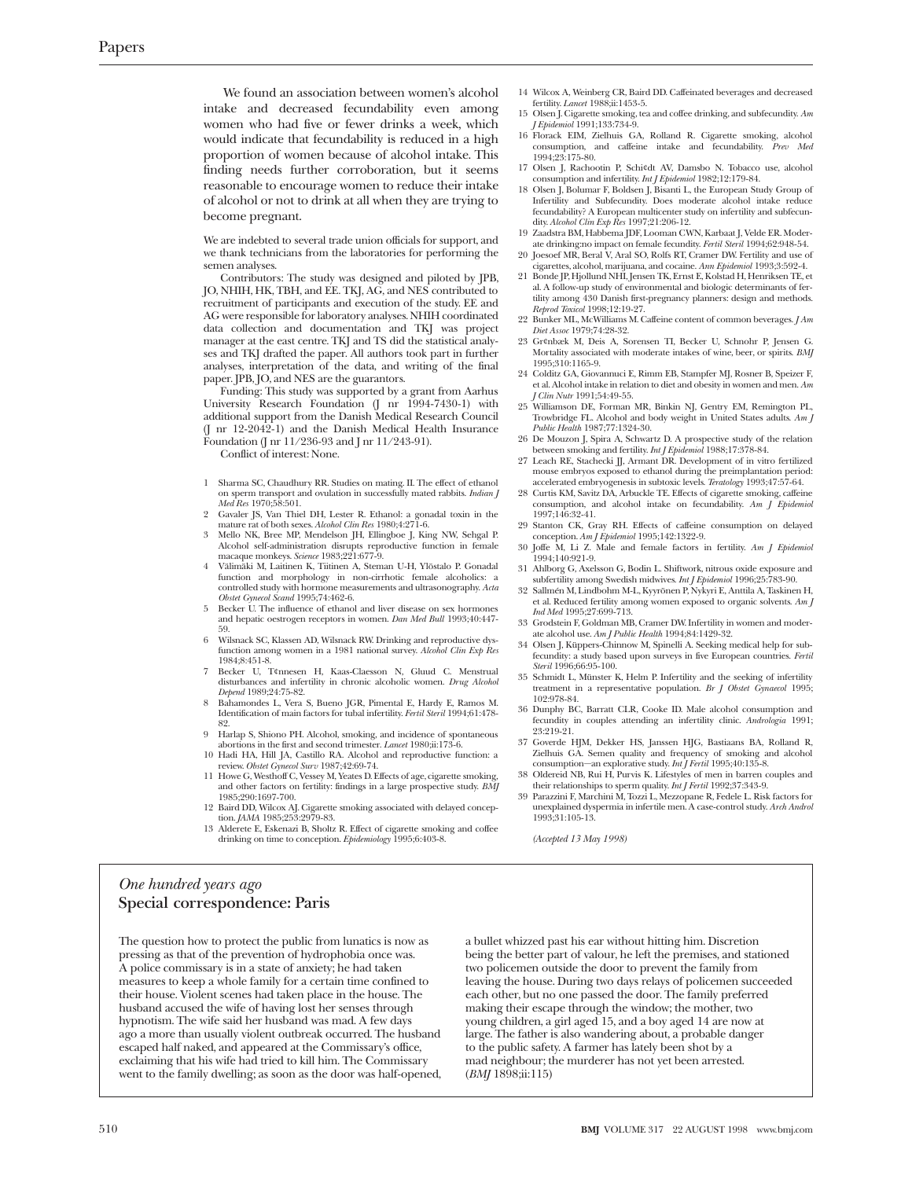We found an association between women's alcohol intake and decreased fecundability even among women who had five or fewer drinks a week, which would indicate that fecundability is reduced in a high proportion of women because of alcohol intake. This finding needs further corroboration, but it seems reasonable to encourage women to reduce their intake of alcohol or not to drink at all when they are trying to become pregnant.

We are indebted to several trade union officials for support, and we thank technicians from the laboratories for performing the semen analyses.

Contributors: The study was designed and piloted by JPB, JO, NHIH, HK, TBH, and EE. TKJ, AG, and NES contributed to recruitment of participants and execution of the study. EE and AG were responsible for laboratory analyses. NHIH coordinated data collection and documentation and TKJ was project manager at the east centre. TKJ and TS did the statistical analyses and TKJ drafted the paper. All authors took part in further analyses, interpretation of the data, and writing of the final paper. JPB, JO, and NES are the guarantors.

Funding: This study was supported by a grant from Aarhus University Research Foundation (J nr 1994-7430-1) with additional support from the Danish Medical Research Council (J nr 12-2042-1) and the Danish Medical Health Insurance Foundation (J nr 11/236-93 and J nr 11/243-91).

Conflict of interest: None.

1. Sharma SC, Chaudhury RR. Studies on mating. II. The effect of ethanol on sperm transport and ovulation in successfully mated rabbits. *Indian J Med Res* 1970;58:501.
2. Gavaler JS, Van Thiel DH, Lester R. Ethanol: a gonadal toxin in the mature rat of both sexes. *Alcohol Clin Res* 1980;4:271-6.
3. Mello NK, Bree MP, Mendelson JH, Ellingboe J, King NW, Sehgal P. Alcohol self-administration disrupts reproductive function in female macaque monkeys. *Science* 1983;221:677-9.
4. Välimäki M, Laitinen K, Tiitinen A, Steman U-H, Ylöstalo P. Gonadal function and morphology in non-cirrhotic female alcoholics: a controlled study with hormone measurements and ultrasonography. *Acta Obstet Gynecol Scand* 1995;74:462-6.
5. Becker U. The influence of ethanol and liver disease on sex hormones and hepatic oestrogen receptors in women. *Dan Med Bull* 1993;40:447-59.
6. Wilsnack SC, Klassen AD, Wilsnack RW. Drinking and reproductive dysfunction among women in a 1981 national survey. *Alcohol Clin Exp Res* 1984;8:451-8.
7. Becker U, T¢nnesen H, Kaas-Claesson N, Gluud C. Menstrual disturbances and infertility in chronic alcoholic women. *Drug Alcohol Depend* 1989;24:75-82.
8. Bahamondes L, Vera S, Bueno JGR, Pimental E, Hardy E, Ramos M. Identification of main factors for tubal infertility. *Fertil Steril* 1994;61:478-82.
9. Harlap S, Shiono PH. Alcohol, smoking, and incidence of spontaneous abortions in the first and second trimester. *Lancet* 1980;ii:173-6.
10. Hadi HA, Hill JA, Castillo RA. Alcohol and reproductive function: a review. *Obstet Gynecol Surv* 1987;42:69-74.
11. Howe G, Westhoff C, Vessey M, Yeates D. Effects of age, cigarette smoking, and other factors on fertility: findings in a large prospective study. *BMJ* 1985;290:1697-700.
12. Baird DD, Wilcox AJ. Cigarette smoking associated with delayed conception. *JAMA* 1985;253:2979-83.
13. Alderete E, Eskenazi B, Sholtz R. Effect of cigarette smoking and coffee drinking on time to conception. *Epidemiology* 1995;6:403-8.
14. Wilcox A, Weinberg CR, Baird DD. Caffeinated beverages and decreased fertility. *Lancet* 1988;ii:1453-5.
15. Olsen J. Cigarette smoking, tea and coffee drinking, and subfecundity. *Am J Epidemiol* 1991;133:734-9.
16. Florack EIM, Zielhuis GA, Rolland R. Cigarette smoking, alcohol consumption, and caffeine intake and fecundability. *Prev Med* 1994;23:175-80.
17. Olsen J, Rachootin P, Schi¢dt AV, Damsbo N. Tobacco use, alcohol consumption and infertility. *Int J Epidemiol* 1982;12:179-84.
18. Olsen J, Bolumar F, Boldsen J, Bisanti L, the European Study Group of Infertility and Subfecundity. Does moderate alcohol intake reduce fecundability? A European multicenter study on infertility and subfecundity. *Alcohol Clin Exp Res* 1997;21:206-12.
19. Zaadstra BM, Habbema JDF, Looman CWN, Karbaat J, Velde ER. Moderate drinking:no impact on female fecundity. *Fertil Steril* 1994;62:948-54.
20. Joesoef MR, Beral V, Aral SO, Rolfs RT, Cramer DW. Fertility and use of cigarettes, alcohol, marijuana, and cocaine. *Ann Epidemiol* 1993;3:592-4.
21. Bonde JP, Hjollund NHI, Jensen TK, Ernst E, Kolstad H, Henriksen TE, et al. A follow-up study of environmental and biologic determinants of fertility among 430 Danish first-pregnancy planners: design and methods. *Reprod Toxicol* 1998;12:19-27.
22. Bunker ML, McWilliams M. Caffeine content of common beverages. *J Am Diet Assoc* 1979;74:28-32.
23. Gr¢nbæk M, Deis A, Sorensen TI, Becker U, Schnohr P, Jensen G. Mortality associated with moderate intakes of wine, beer, or spirits. *BMJ* 1995;310:1165-9.
24. Colditz GA, Giovannuci E, Rimm EB, Stampfer MJ, Rosner B, Speizer F, et al. Alcohol intake in relation to diet and obesity in women and men. *Am J Clin Nutr* 1991;54:49-55.
25. Williamson DE, Forman MR, Binkin NJ, Gentry EM, Remington PL, Trowbridge FL. Alcohol and body weight in United States adults. *Am J Public Health* 1987;77:1324-30.
26. De Mouzon J, Spira A, Schwartz D. A prospective study of the relation between smoking and fertility. *Int J Epidemiol* 1988;17:378-84.
27. Leach RE, Stachecki JJ, Armant DR. Development of in vitro fertilized mouse embryos exposed to ethanol during the preimplantation period: accelerated embryogenesis in subtoxic levels. *Teratology* 1993;47:57-64.
28. Curtis KM, Savitz DA, Arbuckle TE. Effects of cigarette smoking, caffeine consumption, and alcohol intake on fecundability. *Am J Epidemiol* 1997;146:32-41.
29. Stanton CK, Gray RH. Effects of caffeine consumption on delayed conception. *Am J Epidemiol* 1995;142:1322-9.
30. Joffe M, Li Z. Male and female factors in fertility. *Am J Epidemiol* 1994;140:921-9.
31. Ahlborg G, Axelsson G, Bodin L. Shiftwork, nitrous oxide exposure and subfertility among Swedish midwives. *Int J Epidemiol* 1996;25:783-90.
32. Sallmén M, Lindbohm M-L, Kyyrönen P, Nykyri E, Anttila A, Taskinen H, et al. Reduced fertility among women exposed to organic solvents. *Am J Ind Med* 1995;27:699-713.
33. Grodstein F, Goldman MB, Cramer DW. Infertility in women and moderate alcohol use. *Am J Public Health* 1994;84:1429-32.
34. Olsen J, Küppers-Chinnow M, Spinelli A. Seeking medical help for subfecundity: a study based upon surveys in five European countries. *Fertil Steril* 1996;66:95-100.
35. Schmidt L, Münster K, Helm P. Infertility and the seeking of infertility treatment in a representative population. *Br J Obstet Gynaecol* 1995; 102:978-84.
36. Dunphy BC, Barratt CLR, Cooke ID. Male alcohol consumption and fecundity in couples attending an infertility clinic. *Andrologia* 1991; 23:219-21.
37. Goverde HJM, Dekker HS, Janssen HJG, Bastiaans BA, Rolland R, Zielhuis GA. Semen quality and frequency of smoking and alcohol consumption—an explorative study. *Int J Fertil* 1995;40:135-8.
38. Oldereid NB, Rui H, Purvis K. Lifestyles of men in barren couples and their relationships to sperm quality. *Int J Fertil* 1992;37:343-9.
39. Parazzini F, Marchini M, Tozzi L, Mezzopane R, Fedele L. Risk factors for unexplained dyspermia in infertile men. A case-control study. *Arch Androl* 1993;31:105-13.

*(Accepted 13 May 1998)*

## *One hundred years ago*
### Special correspondence: Paris

The question how to protect the public from lunatics is now as pressing as that of the prevention of hydrophobia once was. A police commissary is in a state of anxiety; he had taken measures to keep a whole family for a certain time confined to their house. Violent scenes had taken place in the house. The husband accused the wife of having lost her senses through hypnotism. The wife said her husband was mad. A few days ago a more than usually violent outbreak occurred. The husband escaped half naked, and appeared at the Commissary's office, exclaiming that his wife had tried to kill him. The Commissary went to the family dwelling; as soon as the door was half-opened, a bullet whizzed past his ear without hitting him. Discretion being the better part of valour, he left the premises, and stationed two policemen outside the door to prevent the family from leaving the house. During two days relays of policemen succeeded each other, but no one passed the door. The family preferred making their escape through the window; the mother, two young children, a girl aged 15, and a boy aged 14 are now at large. The father is also wandering about, a probable danger to the public safety. A farmer has lately been shot by a mad neighbour; the murderer has not yet been arrested. (*BMJ* 1898;ii:115)